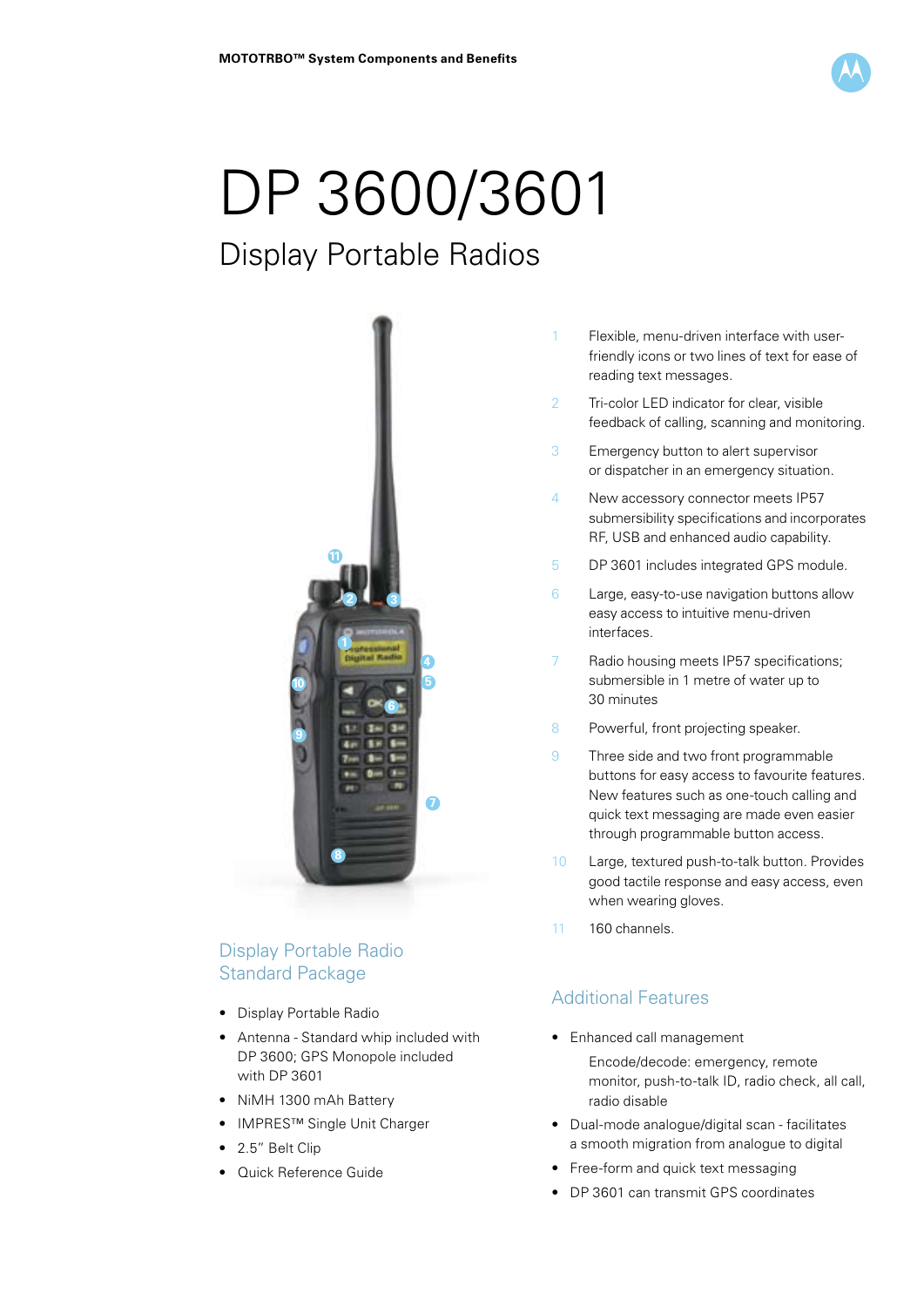MOTOTRBO™ System Components and Benefits

# DP 3600/3601

## Display Portable Radios

1. Flexible, menu-driven interface with user-friendly icons or two lines of text for ease of reading text messages.
2. Tri-color LED indicator for clear, visible feedback of calling, scanning and monitoring.
3. Emergency button to alert supervisor or dispatcher in an emergency situation.
4. New accessory connector meets IP57 submersibility specifications and incorporates RF, USB and enhanced audio capability.
5. DP 3601 includes integrated GPS module.
6. Large, easy-to-use navigation buttons allow easy access to intuitive menu-driven interfaces.
7. Radio housing meets IP57 specifications; submersible in 1 metre of water up to 30 minutes
8. Powerful, front projecting speaker.
9. Three side and two front programmable buttons for easy access to favourite features. New features such as one-touch calling and quick text messaging are made even easier through programmable button access.
10. Large, textured push-to-talk button. Provides good tactile response and easy access, even when wearing gloves.
11. 160 channels.

### Display Portable Radio Standard Package

- Display Portable Radio
- Antenna - Standard whip included with DP 3600; GPS Monopole included with DP 3601
- NiMH 1300 mAh Battery
- IMPRES™ Single Unit Charger
- 2.5" Belt Clip
- Quick Reference Guide

### Additional Features

- Enhanced call management

  Encode/decode: emergency, remote monitor, push-to-talk ID, radio check, all call, radio disable
- Dual-mode analogue/digital scan - facilitates a smooth migration from analogue to digital
- Free-form and quick text messaging
- DP 3601 can transmit GPS coordinates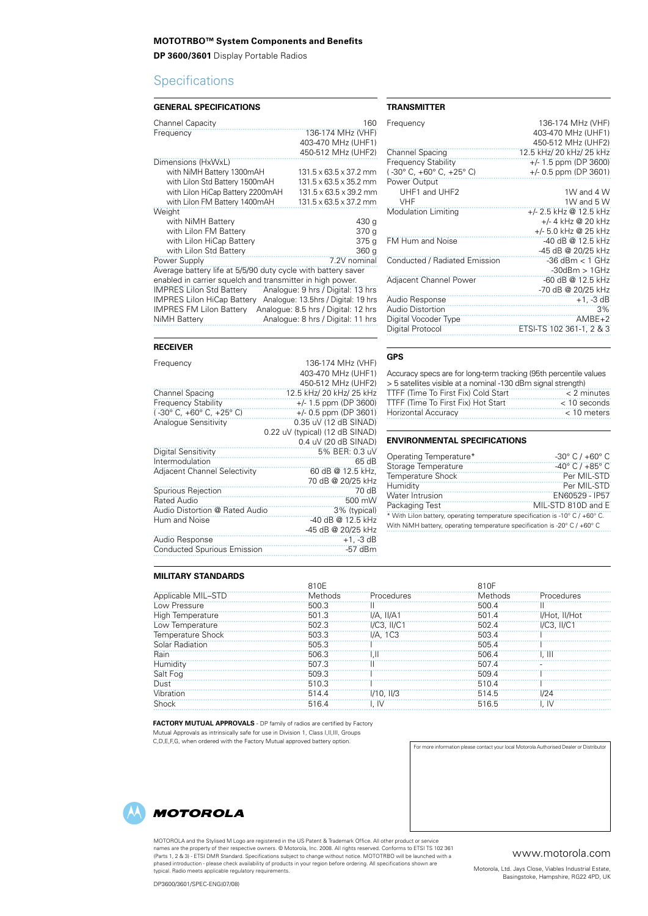**MOTOTRBO™ System Components and Benefits**

**DP 3600/3601** Display Portable Radios

## Specifications

### GENERAL SPECIFICATIONS

| | |
|---|---|
| Channel Capacity | 160 |
| Frequency | 136-174 MHz (VHF)<br>403-470 MHz (UHF1)<br>450-512 MHz (UHF2) |
| Dimensions (HxWxL) | |
| with NiMH Battery 1300mAH | 131.5 x 63.5 x 37.2 mm |
| with LiIon Std Battery 1500mAH | 131.5 x 63.5 x 35.2 mm |
| with LiIon HiCap Battery 2200mAH | 131.5 x 63.5 x 39.2 mm |
| with LiIon FM Battery 1400mAH | 131.5 x 63.5 x 37.2 mm |
| Weight | |
| with NiMH Battery | 430 g |
| with LiIon FM Battery | 370 g |
| with LiIon HiCap Battery | 375 g |
| with LiIon Std Battery | 360 g |
| Power Supply | 7.2V nominal |

Average battery life at 5/5/90 duty cycle with battery saver enabled in carrier squelch and transmitter in high power.

| | |
|---|---|
| IMPRES LiIon Std Battery | Analogue: 9 hrs / Digital: 13 hrs |
| IMPRES LiIon HiCap Battery | Analogue: 13.5hrs / Digital: 19 hrs |
| IMPRES FM LiIon Battery | Analogue: 8.5 hrs / Digital: 12 hrs |
| NiMH Battery | Analogue: 8 hrs / Digital: 11 hrs |

### RECEIVER

| | |
|---|---|
| Frequency | 136-174 MHz (VHF)<br>403-470 MHz (UHF1)<br>450-512 MHz (UHF2) |
| Channel Spacing | 12.5 kHz/ 20 kHz/ 25 kHz |
| Frequency Stability | +/- 1.5 ppm (DP 3600) |
| ( -30° C, +60° C, +25° C) | +/- 0.5 ppm (DP 3601) |
| Analogue Sensitivity | 0.35 uV (12 dB SINAD)<br>0.22 uV (typical) (12 dB SINAD)<br>0.4 uV (20 dB SINAD) |
| Digital Sensitivity | 5% BER: 0.3 uV |
| Intermodulation | 65 dB |
| Adjacent Channel Selectivity | 60 dB @ 12.5 kHz,<br>70 dB @ 20/25 kHz |
| Spurious Rejection | 70 dB |
| Rated Audio | 500 mW |
| Audio Distortion @ Rated Audio | 3% (typical) |
| Hum and Noise | -40 dB @ 12.5 kHz<br>-45 dB @ 20/25 kHz |
| Audio Response | +1, -3 dB |
| Conducted Spurious Emission | -57 dBm |

### TRANSMITTER

| | |
|---|---|
| Frequency | 136-174 MHz (VHF)<br>403-470 MHz (UHF1)<br>450-512 MHz (UHF2) |
| Channel Spacing | 12.5 kHz/ 20 kHz/ 25 kHz |
| Frequency Stability | +/- 1.5 ppm (DP 3600) |
| ( -30° C, +60° C, +25° C) | +/- 0.5 ppm (DP 3601) |
| Power Output | |
| UHF1 and UHF2 | 1W and 4 W |
| VHF | 1W and 5 W |
| Modulation Limiting | +/- 2.5 kHz @ 12.5 kHz<br>+/- 4 kHz @ 20 kHz<br>+/- 5.0 kHz @ 25 kHz |
| FM Hum and Noise | -40 dB @ 12.5 kHz<br>-45 dB @ 20/25 kHz |
| Conducted / Radiated Emission | -36 dBm < 1 GHz<br>-30dBm > 1GHz |
| Adjacent Channel Power | -60 dB @ 12.5 kHz<br>-70 dB @ 20/25 kHz |
| Audio Response | +1, -3 dB |
| Audio Distortion | 3% |
| Digital Vocoder Type | AMBE+2 |
| Digital Protocol | ETSI-TS 102 361-1, 2 & 3 |

### GPS

Accuracy specs are for long-term tracking (95th percentile values > 5 satellites visible at a nominal -130 dBm signal strength)

| | |
|---|---|
| TTFF (Time To First Fix) Cold Start | < 2 minutes |
| TTFF (Time To First Fix) Hot Start | < 10 seconds |
| Horizontal Accuracy | < 10 meters |

### ENVIRONMENTAL SPECIFICATIONS

| | |
|---|---|
| Operating Temperature* | -30° C / +60° C |
| Storage Temperature | -40° C / +85° C |
| Temperature Shock | Per MIL-STD |
| Humidity | Per MIL-STD |
| Water Intrusion | EN60529 - IP57 |
| Packaging Test | MIL-STD 810D and E |

\* With LiIon battery, operating temperature specification is -10° C / +60° C.
With NiMH battery, operating temperature specification is -20° C / +60° C

### MILITARY STANDARDS

| | 810E | | 810F | |
|---|---|---|---|---|
| Applicable MIL–STD | Methods | Procedures | Methods | Procedures |
| Low Pressure | 500.3 | II | 500.4 | II |
| High Temperature | 501.3 | I/A, II/A1 | 501.4 | I/Hot, II/Hot |
| Low Temperature | 502.3 | I/C3, II/C1 | 502.4 | I/C3, II/C1 |
| Temperature Shock | 503.3 | I/A, 1C3 | 503.4 | I |
| Solar Radiation | 505.3 | I | 505.4 | I |
| Rain | 506.3 | I,II | 506.4 | I, III |
| Humidity | 507.3 | II | 507.4 | - |
| Salt Fog | 509.3 | I | 509.4 | I |
| Dust | 510.3 | I | 510.4 | I |
| Vibration | 514.4 | I/10, II/3 | 514.5 | I/24 |
| Shock | 516.4 | I, IV | 516.5 | I, IV |

**FACTORY MUTUAL APPROVALS** - DP family of radios are certified by Factory Mutual Approvals as intrinsically safe for use in Division 1, Class I,II,III, Groups C,D,E,F,G, when ordered with the Factory Mutual approved battery option.

For more information please contact your local Motorola Authorised Dealer or Distributor

MOTOROLA

MOTOROLA and the Stylised M Logo are registered in the US Patent & Trademark Office. All other product or service names are the property of their respective owners. © Motorola, Inc. 2008. All rights reserved. Conforms to ETSI TS 102 361 (Parts 1, 2 & 3) - ETSI DMR Standard. Specifications subject to change without notice. MOTOTRBO will be launched with a phased introduction - please check availability of products in your region before ordering. All specifications shown are typical. Radio meets applicable regulatory requirements.

www.motorola.com

Motorola, Ltd. Jays Close, Viables Industrial Estate, Basingstoke, Hampshire, RG22 4PD, UK

DP3600/3601/SPEC-ENG(07/08)